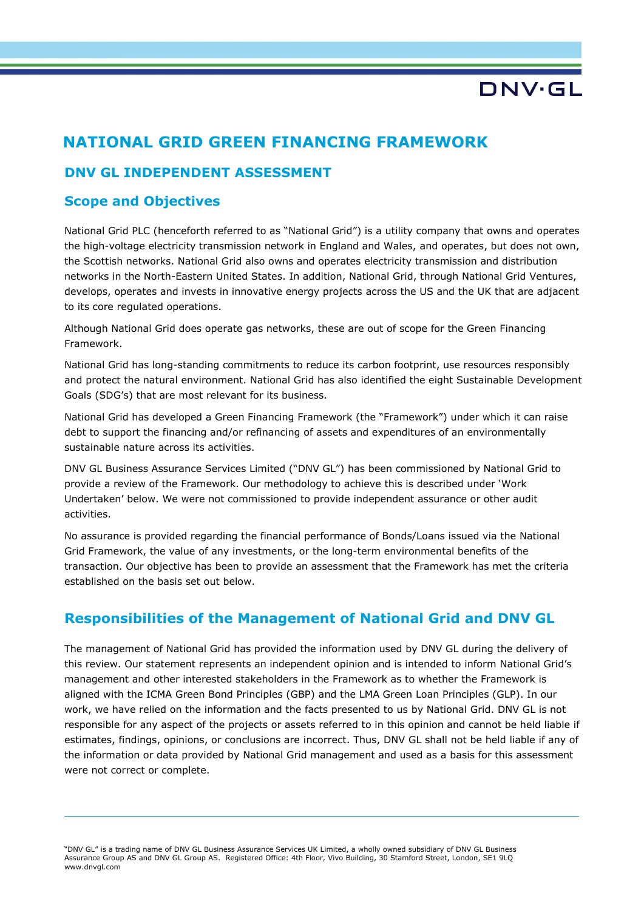# NATIONAL GRID GREEN FINANCING FRAMEWORK

## DNV GL INDEPENDENT ASSESSMENT

### Scope and Objectives

National Grid PLC (henceforth referred to as "National Grid") is a utility company that owns and operates the high-voltage electricity transmission network in England and Wales, and operates, but does not own, the Scottish networks. National Grid also owns and operates electricity transmission and distribution networks in the North-Eastern United States. In addition, National Grid, through National Grid Ventures, develops, operates and invests in innovative energy projects across the US and the UK that are adjacent to its core regulated operations.

Although National Grid does operate gas networks, these are out of scope for the Green Financing Framework.

National Grid has long-standing commitments to reduce its carbon footprint, use resources responsibly and protect the natural environment. National Grid has also identified the eight Sustainable Development Goals (SDG's) that are most relevant for its business.

National Grid has developed a Green Financing Framework (the "Framework") under which it can raise debt to support the financing and/or refinancing of assets and expenditures of an environmentally sustainable nature across its activities.

DNV GL Business Assurance Services Limited ("DNV GL") has been commissioned by National Grid to provide a review of the Framework. Our methodology to achieve this is described under 'Work Undertaken' below. We were not commissioned to provide independent assurance or other audit activities.

No assurance is provided regarding the financial performance of Bonds/Loans issued via the National Grid Framework, the value of any investments, or the long-term environmental benefits of the transaction. Our objective has been to provide an assessment that the Framework has met the criteria established on the basis set out below.

## Responsibilities of the Management of National Grid and DNV GL

The management of National Grid has provided the information used by DNV GL during the delivery of this review. Our statement represents an independent opinion and is intended to inform National Grid's management and other interested stakeholders in the Framework as to whether the Framework is aligned with the ICMA Green Bond Principles (GBP) and the LMA Green Loan Principles (GLP). In our work, we have relied on the information and the facts presented to us by National Grid. DNV GL is not responsible for any aspect of the projects or assets referred to in this opinion and cannot be held liable if estimates, findings, opinions, or conclusions are incorrect. Thus, DNV GL shall not be held liable if any of the information or data provided by National Grid management and used as a basis for this assessment were not correct or complete.

"DNV GL" is a trading name of DNV GL Business Assurance Services UK Limited, a wholly owned subsidiary of DNV GL Business Assurance Group AS and DNV GL Group AS. Registered Office: 4th Floor, Vivo Building, 30 Stamford Street, London, SE1 9LQ www.dnvgl.com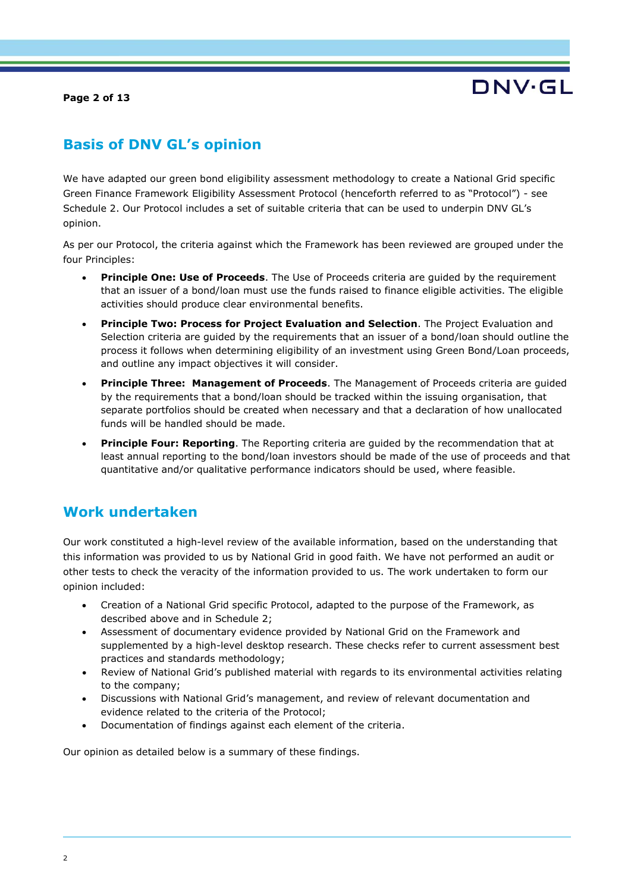## Basis of DNV GL's opinion

We have adapted our green bond eligibility assessment methodology to create a National Grid specific Green Finance Framework Eligibility Assessment Protocol (henceforth referred to as "Protocol") - see Schedule 2. Our Protocol includes a set of suitable criteria that can be used to underpin DNV GL's opinion.

As per our Protocol, the criteria against which the Framework has been reviewed are grouped under the four Principles:

- **Principle One: Use of Proceeds**. The Use of Proceeds criteria are guided by the requirement that an issuer of a bond/loan must use the funds raised to finance eligible activities. The eligible activities should produce clear environmental benefits.
- **Principle Two: Process for Project Evaluation and Selection**. The Project Evaluation and Selection criteria are guided by the requirements that an issuer of a bond/loan should outline the process it follows when determining eligibility of an investment using Green Bond/Loan proceeds, and outline any impact objectives it will consider.
- **Principle Three: Management of Proceeds**. The Management of Proceeds criteria are guided by the requirements that a bond/loan should be tracked within the issuing organisation, that separate portfolios should be created when necessary and that a declaration of how unallocated funds will be handled should be made.
- **Principle Four: Reporting**. The Reporting criteria are guided by the recommendation that at least annual reporting to the bond/loan investors should be made of the use of proceeds and that quantitative and/or qualitative performance indicators should be used, where feasible.

## Work undertaken

Our work constituted a high-level review of the available information, based on the understanding that this information was provided to us by National Grid in good faith. We have not performed an audit or other tests to check the veracity of the information provided to us. The work undertaken to form our opinion included:

- Creation of a National Grid specific Protocol, adapted to the purpose of the Framework, as described above and in Schedule 2;
- Assessment of documentary evidence provided by National Grid on the Framework and supplemented by a high-level desktop research. These checks refer to current assessment best practices and standards methodology;
- Review of National Grid's published material with regards to its environmental activities relating to the company;
- Discussions with National Grid's management, and review of relevant documentation and evidence related to the criteria of the Protocol;
- Documentation of findings against each element of the criteria.

Our opinion as detailed below is a summary of these findings.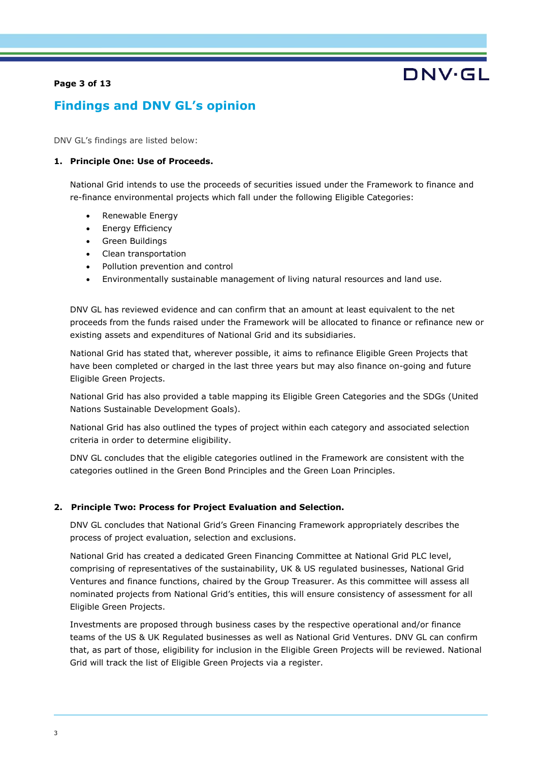# Findings and DNV GL's opinion

DNV GL's findings are listed below:

**1. Principle One: Use of Proceeds.**

National Grid intends to use the proceeds of securities issued under the Framework to finance and re-finance environmental projects which fall under the following Eligible Categories:

- Renewable Energy
- Energy Efficiency
- Green Buildings
- Clean transportation
- Pollution prevention and control
- Environmentally sustainable management of living natural resources and land use.

DNV GL has reviewed evidence and can confirm that an amount at least equivalent to the net proceeds from the funds raised under the Framework will be allocated to finance or refinance new or existing assets and expenditures of National Grid and its subsidiaries.

National Grid has stated that, wherever possible, it aims to refinance Eligible Green Projects that have been completed or charged in the last three years but may also finance on-going and future Eligible Green Projects.

National Grid has also provided a table mapping its Eligible Green Categories and the SDGs (United Nations Sustainable Development Goals).

National Grid has also outlined the types of project within each category and associated selection criteria in order to determine eligibility.

DNV GL concludes that the eligible categories outlined in the Framework are consistent with the categories outlined in the Green Bond Principles and the Green Loan Principles.

**2. Principle Two: Process for Project Evaluation and Selection.**

DNV GL concludes that National Grid's Green Financing Framework appropriately describes the process of project evaluation, selection and exclusions.

National Grid has created a dedicated Green Financing Committee at National Grid PLC level, comprising of representatives of the sustainability, UK & US regulated businesses, National Grid Ventures and finance functions, chaired by the Group Treasurer. As this committee will assess all nominated projects from National Grid's entities, this will ensure consistency of assessment for all Eligible Green Projects.

Investments are proposed through business cases by the respective operational and/or finance teams of the US & UK Regulated businesses as well as National Grid Ventures. DNV GL can confirm that, as part of those, eligibility for inclusion in the Eligible Green Projects will be reviewed. National Grid will track the list of Eligible Green Projects via a register.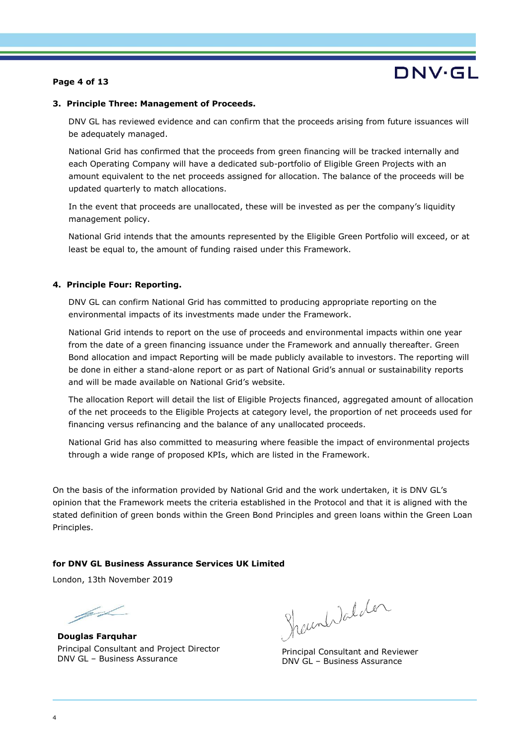### 3. Principle Three: Management of Proceeds.

DNV GL has reviewed evidence and can confirm that the proceeds arising from future issuances will be adequately managed.

National Grid has confirmed that the proceeds from green financing will be tracked internally and each Operating Company will have a dedicated sub-portfolio of Eligible Green Projects with an amount equivalent to the net proceeds assigned for allocation. The balance of the proceeds will be updated quarterly to match allocations.

In the event that proceeds are unallocated, these will be invested as per the company's liquidity management policy.

National Grid intends that the amounts represented by the Eligible Green Portfolio will exceed, or at least be equal to, the amount of funding raised under this Framework.

### 4. Principle Four: Reporting.

DNV GL can confirm National Grid has committed to producing appropriate reporting on the environmental impacts of its investments made under the Framework.

National Grid intends to report on the use of proceeds and environmental impacts within one year from the date of a green financing issuance under the Framework and annually thereafter. Green Bond allocation and impact Reporting will be made publicly available to investors. The reporting will be done in either a stand-alone report or as part of National Grid's annual or sustainability reports and will be made available on National Grid's website.

The allocation Report will detail the list of Eligible Projects financed, aggregated amount of allocation of the net proceeds to the Eligible Projects at category level, the proportion of net proceeds used for financing versus refinancing and the balance of any unallocated proceeds.

National Grid has also committed to measuring where feasible the impact of environmental projects through a wide range of proposed KPIs, which are listed in the Framework.

On the basis of the information provided by National Grid and the work undertaken, it is DNV GL's opinion that the Framework meets the criteria established in the Protocol and that it is aligned with the stated definition of green bonds within the Green Bond Principles and green loans within the Green Loan Principles.

**for DNV GL Business Assurance Services UK Limited**

London, 13th November 2019

**Douglas Farquhar**
Principal Consultant and Project Director
DNV GL – Business Assurance

Shaun Walden
Principal Consultant and Reviewer
DNV GL – Business Assurance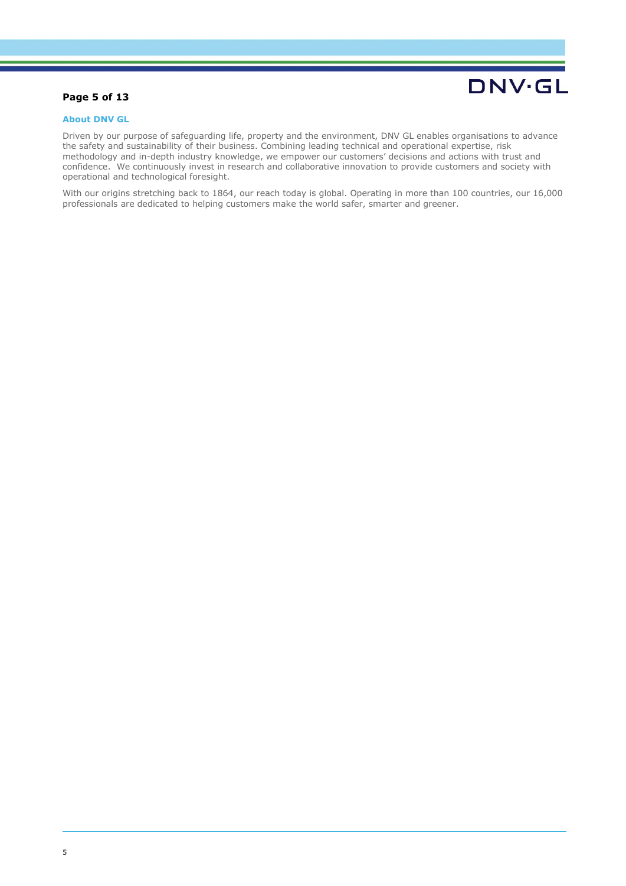### About DNV GL

Driven by our purpose of safeguarding life, property and the environment, DNV GL enables organisations to advance the safety and sustainability of their business. Combining leading technical and operational expertise, risk methodology and in-depth industry knowledge, we empower our customers' decisions and actions with trust and confidence. We continuously invest in research and collaborative innovation to provide customers and society with operational and technological foresight.

With our origins stretching back to 1864, our reach today is global. Operating in more than 100 countries, our 16,000 professionals are dedicated to helping customers make the world safer, smarter and greener.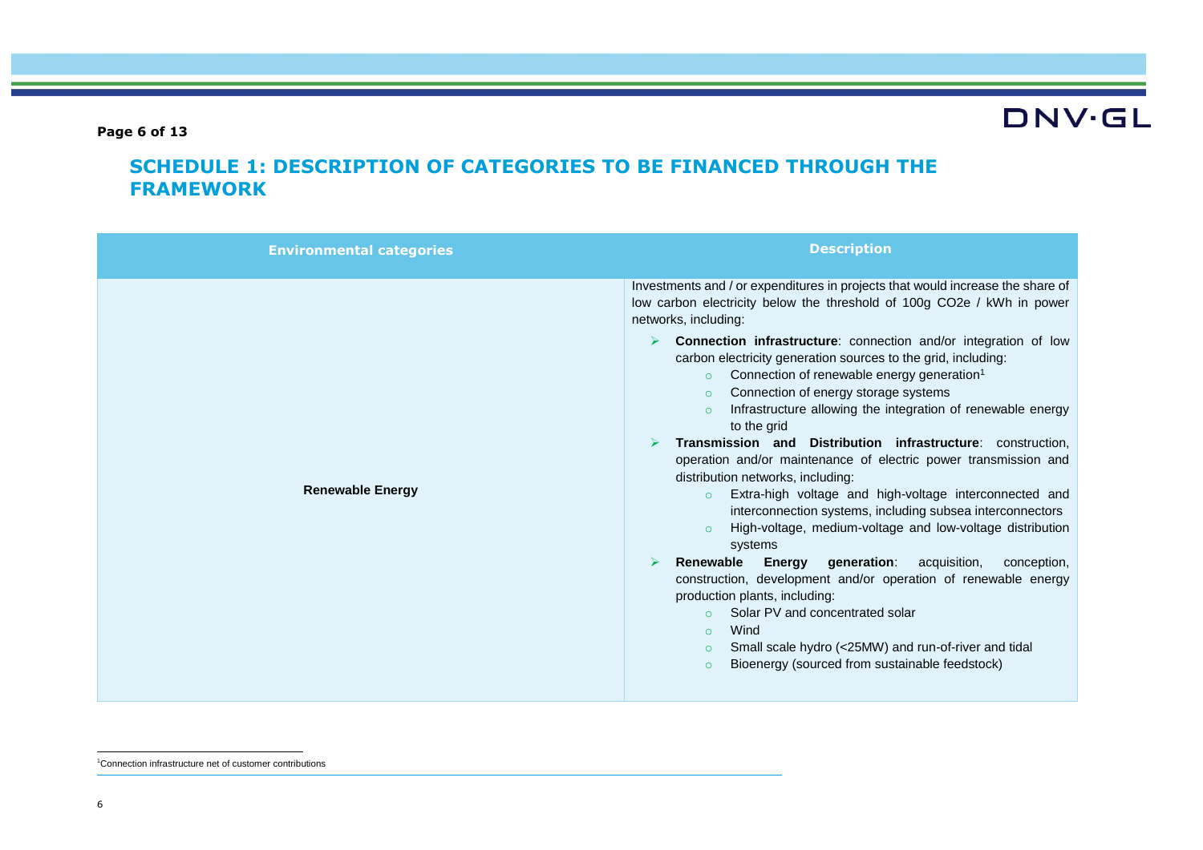## SCHEDULE 1: DESCRIPTION OF CATEGORIES TO BE FINANCED THROUGH THE FRAMEWORK

| Environmental categories | Description |
|---|---|
| **Renewable Energy** | Investments and / or expenditures in projects that would increase the share of low carbon electricity below the threshold of 100g CO2e / kWh in power networks, including:<br>➢ **Connection infrastructure**: connection and/or integration of low carbon electricity generation sources to the grid, including:<br>&nbsp;&nbsp;&nbsp;&nbsp;○ Connection of renewable energy generation[1]<br>&nbsp;&nbsp;&nbsp;&nbsp;○ Connection of energy storage systems<br>&nbsp;&nbsp;&nbsp;&nbsp;○ Infrastructure allowing the integration of renewable energy to the grid<br>➢ **Transmission and Distribution infrastructure**: construction, operation and/or maintenance of electric power transmission and distribution networks, including:<br>&nbsp;&nbsp;&nbsp;&nbsp;○ Extra-high voltage and high-voltage interconnected and interconnection systems, including subsea interconnectors<br>&nbsp;&nbsp;&nbsp;&nbsp;○ High-voltage, medium-voltage and low-voltage distribution systems<br>➢ **Renewable Energy generation**: acquisition, conception, construction, development and/or operation of renewable energy production plants, including:<br>&nbsp;&nbsp;&nbsp;&nbsp;○ Solar PV and concentrated solar<br>&nbsp;&nbsp;&nbsp;&nbsp;○ Wind<br>&nbsp;&nbsp;&nbsp;&nbsp;○ Small scale hydro (<25MW) and run-of-river and tidal<br>&nbsp;&nbsp;&nbsp;&nbsp;○ Bioenergy (sourced from sustainable feedstock) |

[1] Connection infrastructure net of customer contributions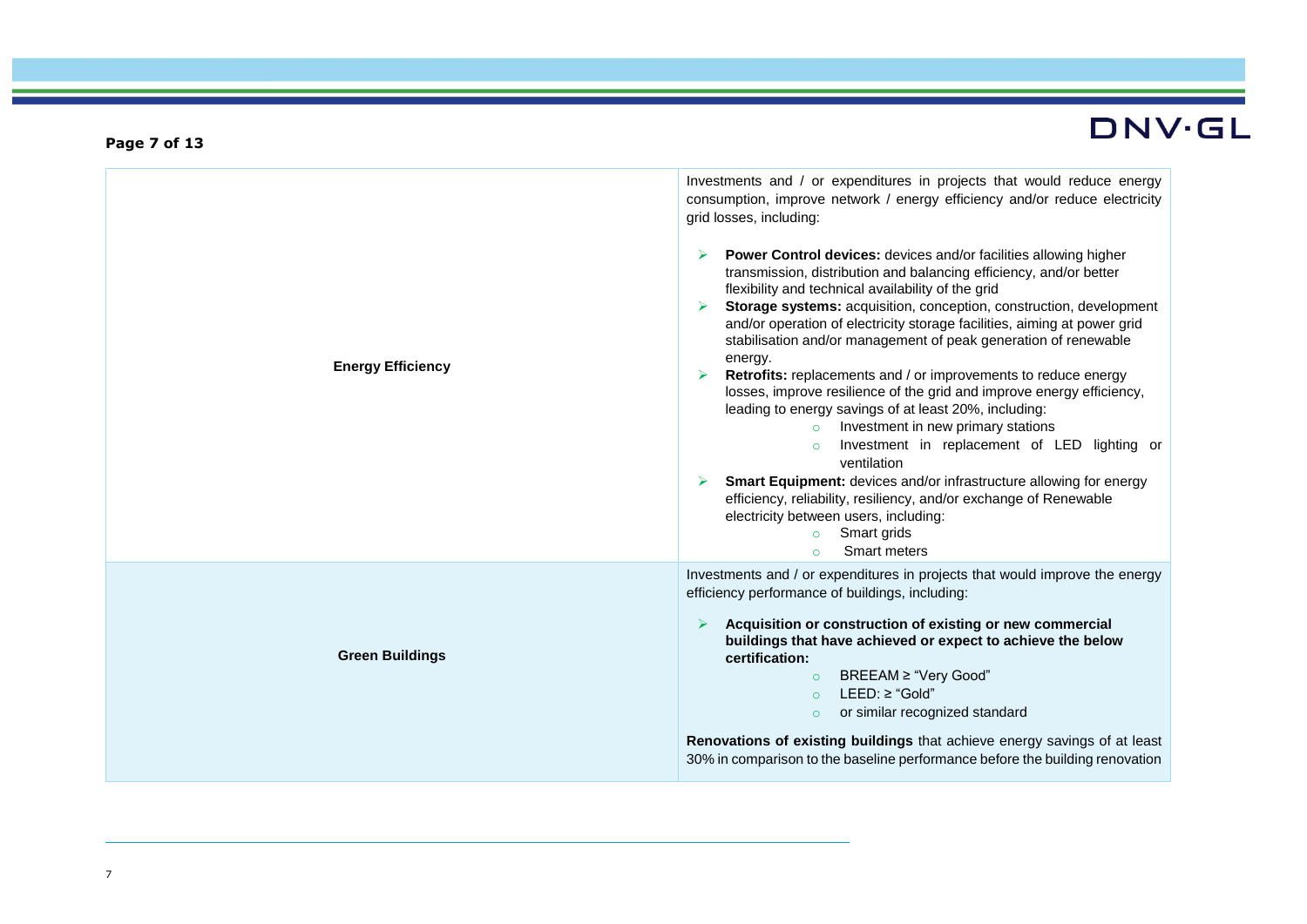| | |
|---|---|
| **Energy Efficiency** | Investments and / or expenditures in projects that would reduce energy consumption, improve network / energy efficiency and/or reduce electricity grid losses, including:<br><br>➢ **Power Control devices:** devices and/or facilities allowing higher transmission, distribution and balancing efficiency, and/or better flexibility and technical availability of the grid<br>➢ **Storage systems:** acquisition, conception, construction, development and/or operation of electricity storage facilities, aiming at power grid stabilisation and/or management of peak generation of renewable energy.<br>➢ **Retrofits:** replacements and / or improvements to reduce energy losses, improve resilience of the grid and improve energy efficiency, leading to energy savings of at least 20%, including:<br>  ○ Investment in new primary stations<br>  ○ Investment in replacement of LED lighting or ventilation<br>➢ **Smart Equipment:** devices and/or infrastructure allowing for energy efficiency, reliability, resiliency, and/or exchange of Renewable electricity between users, including:<br>  ○ Smart grids<br>  ○ Smart meters |
| **Green Buildings** | Investments and / or expenditures in projects that would improve the energy efficiency performance of buildings, including:<br><br>➢ **Acquisition or construction of existing or new commercial buildings that have achieved or expect to achieve the below certification:**<br>  ○ BREEAM ≥ "Very Good"<br>  ○ LEED: ≥ "Gold"<br>  ○ or similar recognized standard<br><br>**Renovations of existing buildings** that achieve energy savings of at least 30% in comparison to the baseline performance before the building renovation |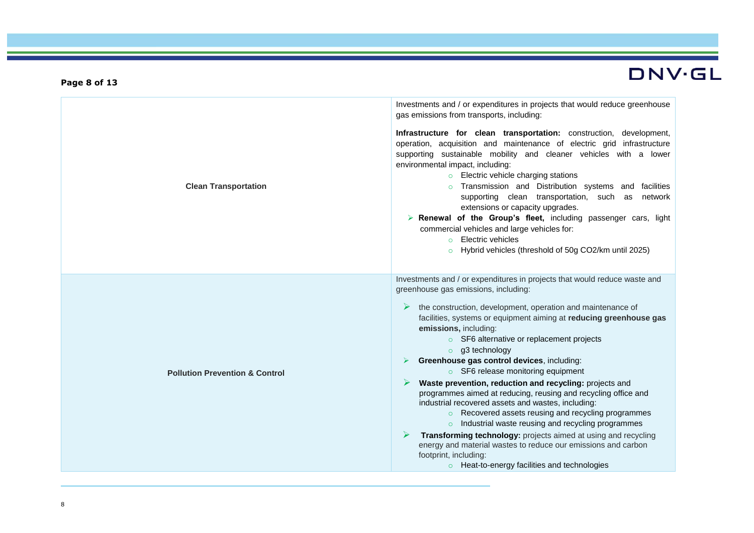| | |
|---|---|
| **Clean Transportation** | Investments and / or expenditures in projects that would reduce greenhouse gas emissions from transports, including:<br><br>**Infrastructure for clean transportation:** construction, development, operation, acquisition and maintenance of electric grid infrastructure supporting sustainable mobility and cleaner vehicles with a lower environmental impact, including:<br>◦ Electric vehicle charging stations<br>◦ Transmission and Distribution systems and facilities supporting clean transportation, such as network extensions or capacity upgrades.<br>➢ **Renewal of the Group's fleet,** including passenger cars, light commercial vehicles and large vehicles for:<br>◦ Electric vehicles<br>◦ Hybrid vehicles (threshold of 50g $CO_2$/km until 2025) |
| **Pollution Prevention & Control** | Investments and / or expenditures in projects that would reduce waste and greenhouse gas emissions, including:<br><br>➢ the construction, development, operation and maintenance of facilities, systems or equipment aiming at **reducing greenhouse gas emissions,** including:<br>◦ $SF_6$ alternative or replacement projects<br>◦ g3 technology<br>➢ **Greenhouse gas control devices**, including:<br>◦ $SF_6$ release monitoring equipment<br>➢ **Waste prevention, reduction and recycling:** projects and programmes aimed at reducing, reusing and recycling office and industrial recovered assets and wastes, including:<br>◦ Recovered assets reusing and recycling programmes<br>◦ Industrial waste reusing and recycling programmes<br>➢ **Transforming technology:** projects aimed at using and recycling energy and material wastes to reduce our emissions and carbon footprint, including:<br>◦ Heat-to-energy facilities and technologies |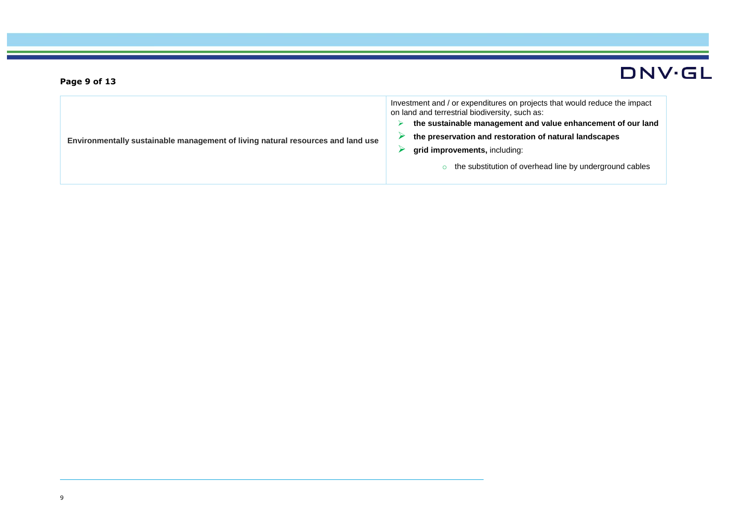| | |
|---|---|
| **Environmentally sustainable management of living natural resources and land use** | Investment and / or expenditures on projects that would reduce the impact on land and terrestrial biodiversity, such as:<br>➢ **the sustainable management and value enhancement of our land**<br>➢ **the preservation and restoration of natural landscapes**<br>➢ **grid improvements,** including:<br>  ○ the substitution of overhead line by underground cables |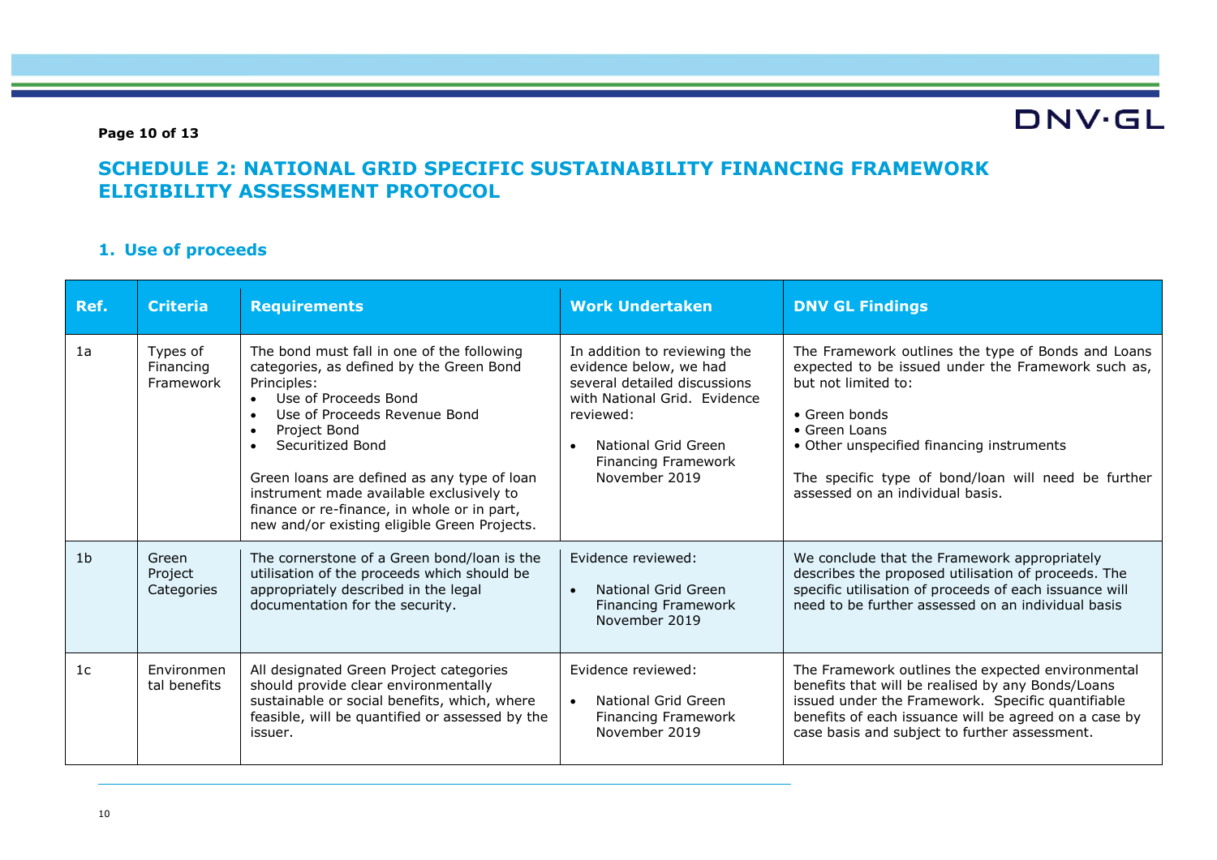# SCHEDULE 2: NATIONAL GRID SPECIFIC SUSTAINABILITY FINANCING FRAMEWORK ELIGIBILITY ASSESSMENT PROTOCOL

## 1. Use of proceeds

| Ref. | Criteria | Requirements | Work Undertaken | DNV GL Findings |
|---|---|---|---|---|
| 1a | Types of Financing Framework | The bond must fall in one of the following categories, as defined by the Green Bond Principles:<br>• Use of Proceeds Bond<br>• Use of Proceeds Revenue Bond<br>• Project Bond<br>• Securitized Bond<br><br>Green loans are defined as any type of loan instrument made available exclusively to finance or re-finance, in whole or in part, new and/or existing eligible Green Projects. | In addition to reviewing the evidence below, we had several detailed discussions with National Grid. Evidence reviewed:<br><br>• National Grid Green Financing Framework November 2019 | The Framework outlines the type of Bonds and Loans expected to be issued under the Framework such as, but not limited to:<br><br>• Green bonds<br>• Green Loans<br>• Other unspecified financing instruments<br><br>The specific type of bond/loan will need be further assessed on an individual basis. |
| 1b | Green Project Categories | The cornerstone of a Green bond/loan is the utilisation of the proceeds which should be appropriately described in the legal documentation for the security. | Evidence reviewed:<br><br>• National Grid Green Financing Framework November 2019 | We conclude that the Framework appropriately describes the proposed utilisation of proceeds. The specific utilisation of proceeds of each issuance will need to be further assessed on an individual basis |
| 1c | Environmental benefits | All designated Green Project categories should provide clear environmentally sustainable or social benefits, which, where feasible, will be quantified or assessed by the issuer. | Evidence reviewed:<br><br>• National Grid Green Financing Framework November 2019 | The Framework outlines the expected environmental benefits that will be realised by any Bonds/Loans issued under the Framework. Specific quantifiable benefits of each issuance will be agreed on a case by case basis and subject to further assessment. |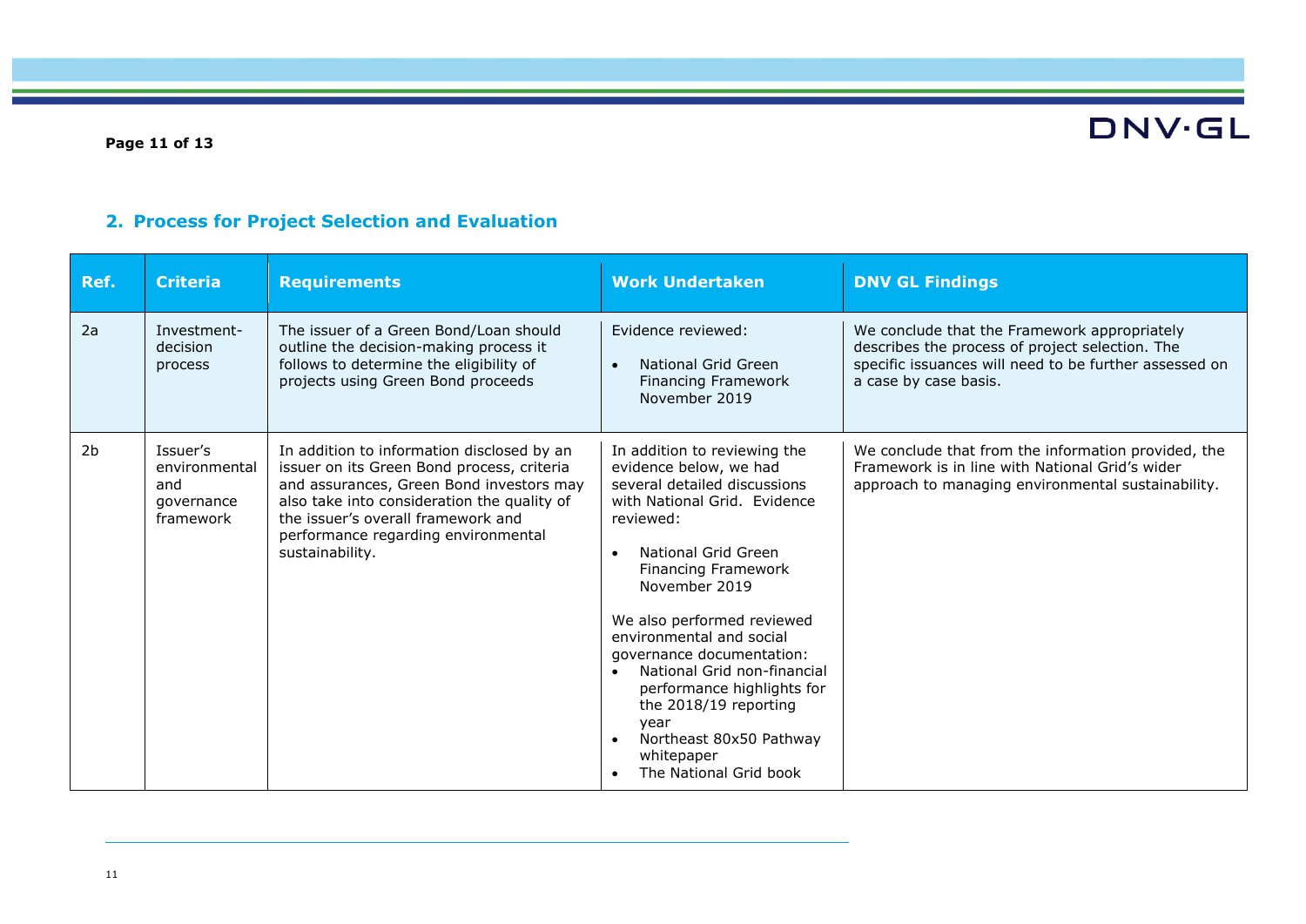## 2. Process for Project Selection and Evaluation

| Ref. | Criteria | Requirements | Work Undertaken | DNV GL Findings |
|---|---|---|---|---|
| 2a | Investment-decision process | The issuer of a Green Bond/Loan should outline the decision-making process it follows to determine the eligibility of projects using Green Bond proceeds | Evidence reviewed:<br><br>• National Grid Green Financing Framework November 2019 | We conclude that the Framework appropriately describes the process of project selection. The specific issuances will need to be further assessed on a case by case basis. |
| 2b | Issuer's environmental and governance framework | In addition to information disclosed by an issuer on its Green Bond process, criteria and assurances, Green Bond investors may also take into consideration the quality of the issuer's overall framework and performance regarding environmental sustainability. | In addition to reviewing the evidence below, we had several detailed discussions with National Grid. Evidence reviewed:<br><br>• National Grid Green Financing Framework November 2019<br><br>We also performed reviewed environmental and social governance documentation:<br>• National Grid non-financial performance highlights for the 2018/19 reporting year<br>• Northeast 80x50 Pathway whitepaper<br>• The National Grid book | We conclude that from the information provided, the Framework is in line with National Grid's wider approach to managing environmental sustainability. |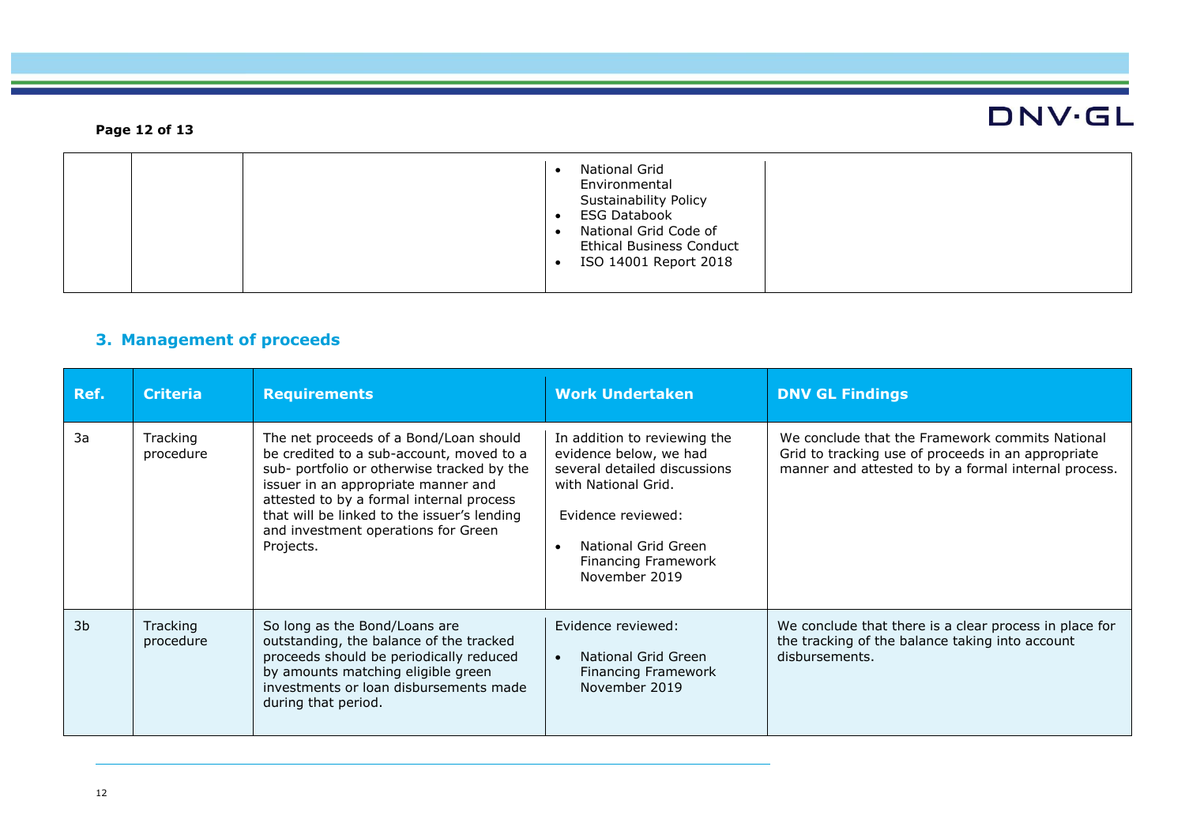| | | | • National Grid Environmental Sustainability Policy<br>• ESG Databook<br>• National Grid Code of Ethical Business Conduct<br>• ISO 14001 Report 2018 | |
|---|---|---|---|---|

## 3. Management of proceeds

| Ref. | Criteria | Requirements | Work Undertaken | DNV GL Findings |
|---|---|---|---|---|
| 3a | Tracking procedure | The net proceeds of a Bond/Loan should be credited to a sub-account, moved to a sub- portfolio or otherwise tracked by the issuer in an appropriate manner and attested to by a formal internal process that will be linked to the issuer's lending and investment operations for Green Projects. | In addition to reviewing the evidence below, we had several detailed discussions with National Grid.<br><br>Evidence reviewed:<br><br>• National Grid Green Financing Framework November 2019 | We conclude that the Framework commits National Grid to tracking use of proceeds in an appropriate manner and attested to by a formal internal process. |
| 3b | Tracking procedure | So long as the Bond/Loans are outstanding, the balance of the tracked proceeds should be periodically reduced by amounts matching eligible green investments or loan disbursements made during that period. | Evidence reviewed:<br><br>• National Grid Green Financing Framework November 2019 | We conclude that there is a clear process in place for the tracking of the balance taking into account disbursements. |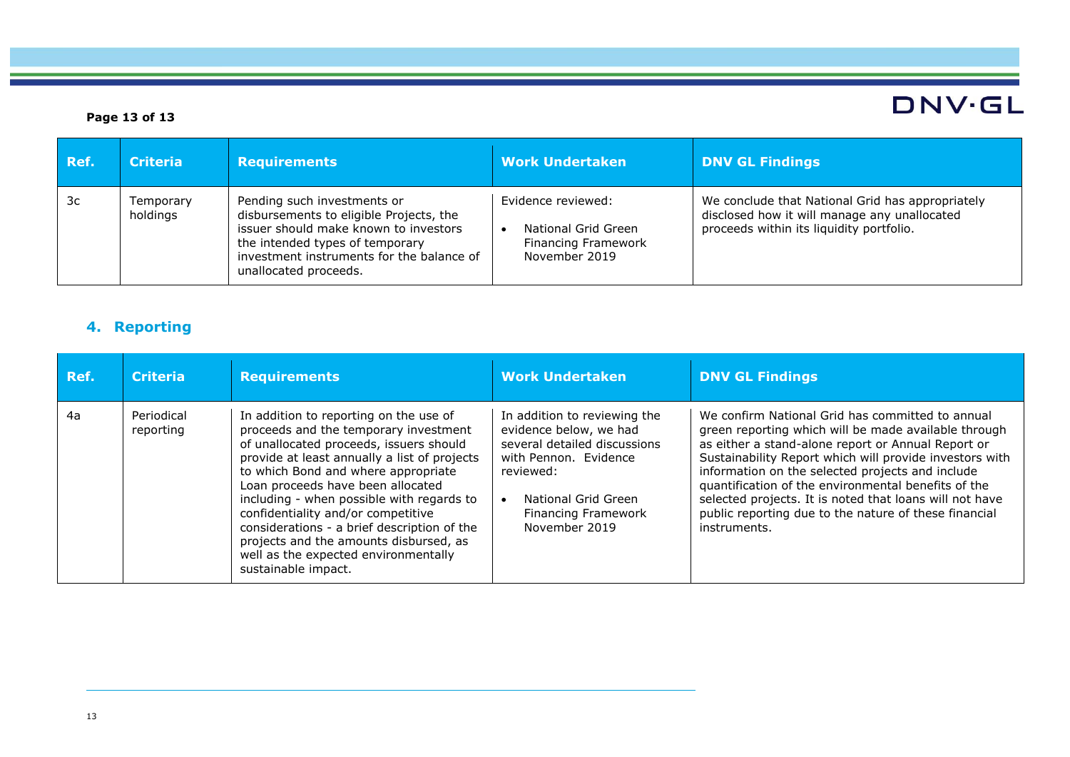| Ref. | Criteria | Requirements | Work Undertaken | DNV GL Findings |
|---|---|---|---|---|
| 3c | Temporary holdings | Pending such investments or disbursements to eligible Projects, the issuer should make known to investors the intended types of temporary investment instruments for the balance of unallocated proceeds. | Evidence reviewed:<br>• National Grid Green Financing Framework November 2019 | We conclude that National Grid has appropriately disclosed how it will manage any unallocated proceeds within its liquidity portfolio. |

## 4. Reporting

| Ref. | Criteria | Requirements | Work Undertaken | DNV GL Findings |
|---|---|---|---|---|
| 4a | Periodical reporting | In addition to reporting on the use of proceeds and the temporary investment of unallocated proceeds, issuers should provide at least annually a list of projects to which Bond and where appropriate Loan proceeds have been allocated including - when possible with regards to confidentiality and/or competitive considerations - a brief description of the projects and the amounts disbursed, as well as the expected environmentally sustainable impact. | In addition to reviewing the evidence below, we had several detailed discussions with Pennon. Evidence reviewed:<br>• National Grid Green Financing Framework November 2019 | We confirm National Grid has committed to annual green reporting which will be made available through as either a stand-alone report or Annual Report or Sustainability Report which will provide investors with information on the selected projects and include quantification of the environmental benefits of the selected projects. It is noted that loans will not have public reporting due to the nature of these financial instruments. |